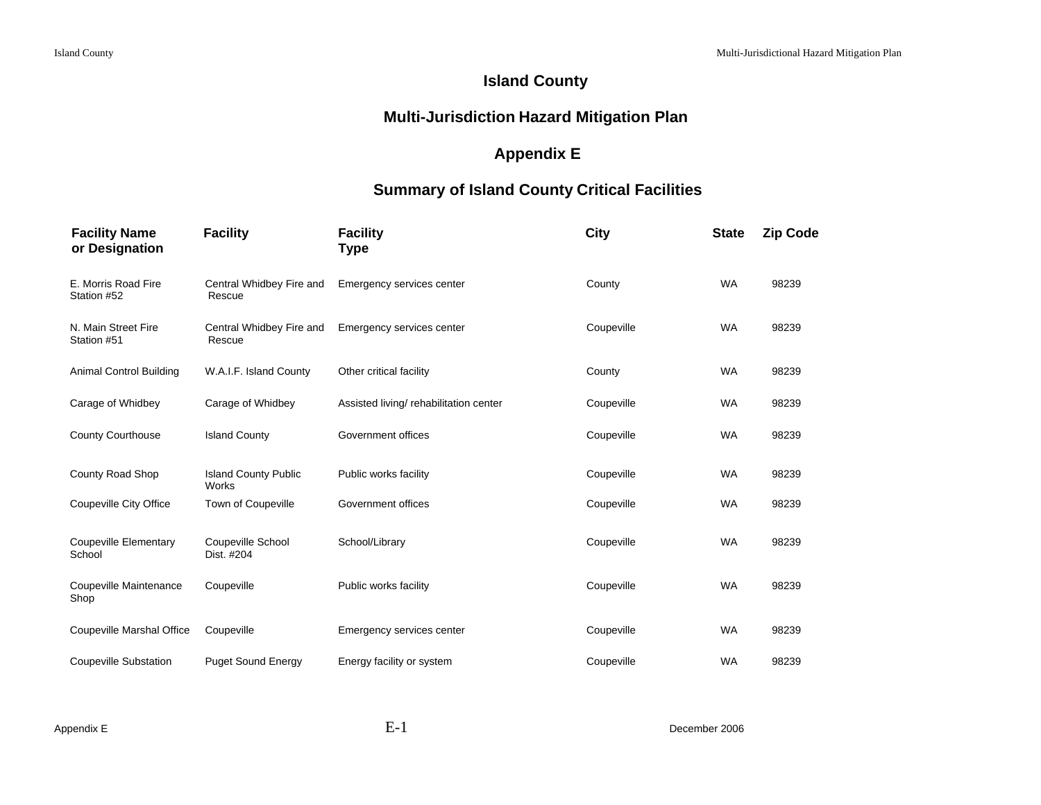# Island County

## Multi-Jurisdiction Hazard Mitigation Plan

## Appendix E

## Summary of Island County Critical Facilities

| Facility Name or Designation | Facility | Facility Type | City | State | Zip Code |
|---|---|---|---|---|---|
| E. Morris Road Fire Station #52 | Central Whidbey Fire and Rescue | Emergency services center | County | WA | 98239 |
| N. Main Street Fire Station #51 | Central Whidbey Fire and Rescue | Emergency services center | Coupeville | WA | 98239 |
| Animal Control Building | W.A.I.F. Island County | Other critical facility | County | WA | 98239 |
| Carage of Whidbey | Carage of Whidbey | Assisted living/ rehabilitation center | Coupeville | WA | 98239 |
| County Courthouse | Island County | Government offices | Coupeville | WA | 98239 |
| County Road Shop | Island County Public Works | Public works facility | Coupeville | WA | 98239 |
| Coupeville City Office | Town of Coupeville | Government offices | Coupeville | WA | 98239 |
| Coupeville Elementary School | Coupeville School Dist. #204 | School/Library | Coupeville | WA | 98239 |
| Coupeville Maintenance Shop | Coupeville | Public works facility | Coupeville | WA | 98239 |
| Coupeville Marshal Office | Coupeville | Emergency services center | Coupeville | WA | 98239 |
| Coupeville Substation | Puget Sound Energy | Energy facility or system | Coupeville | WA | 98239 |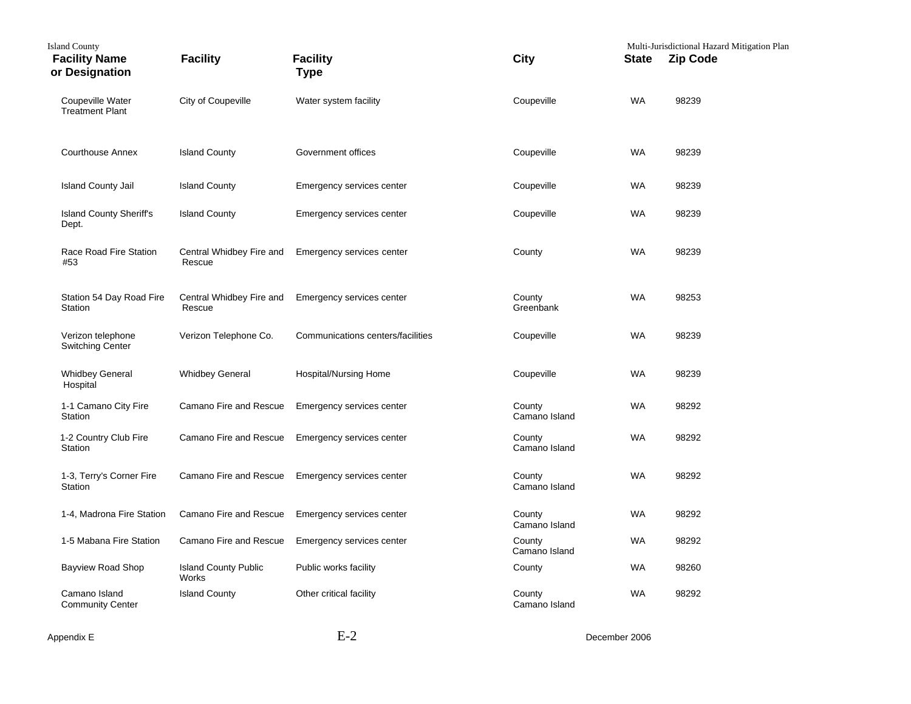| Facility Name or Designation | Facility | Facility Type | City | State | Zip Code |
|---|---|---|---|---|---|
| Coupeville Water Treatment Plant | City of Coupeville | Water system facility | Coupeville | WA | 98239 |
| Courthouse Annex | Island County | Government offices | Coupeville | WA | 98239 |
| Island County Jail | Island County | Emergency services center | Coupeville | WA | 98239 |
| Island County Sheriff's Dept. | Island County | Emergency services center | Coupeville | WA | 98239 |
| Race Road Fire Station #53 | Central Whidbey Fire and Rescue | Emergency services center | County | WA | 98239 |
| Station 54 Day Road Fire Station | Central Whidbey Fire and Rescue | Emergency services center | County Greenbank | WA | 98253 |
| Verizon telephone Switching Center | Verizon Telephone Co. | Communications centers/facilities | Coupeville | WA | 98239 |
| Whidbey General Hospital | Whidbey General | Hospital/Nursing Home | Coupeville | WA | 98239 |
| 1-1 Camano City Fire Station | Camano Fire and Rescue | Emergency services center | County Camano Island | WA | 98292 |
| 1-2 Country Club Fire Station | Camano Fire and Rescue | Emergency services center | County Camano Island | WA | 98292 |
| 1-3, Terry's Corner Fire Station | Camano Fire and Rescue | Emergency services center | County Camano Island | WA | 98292 |
| 1-4, Madrona Fire Station | Camano Fire and Rescue | Emergency services center | County Camano Island | WA | 98292 |
| 1-5 Mabana Fire Station | Camano Fire and Rescue | Emergency services center | County Camano Island | WA | 98292 |
| Bayview Road Shop | Island County Public Works | Public works facility | County | WA | 98260 |
| Camano Island Community Center | Island County | Other critical facility | County Camano Island | WA | 98292 |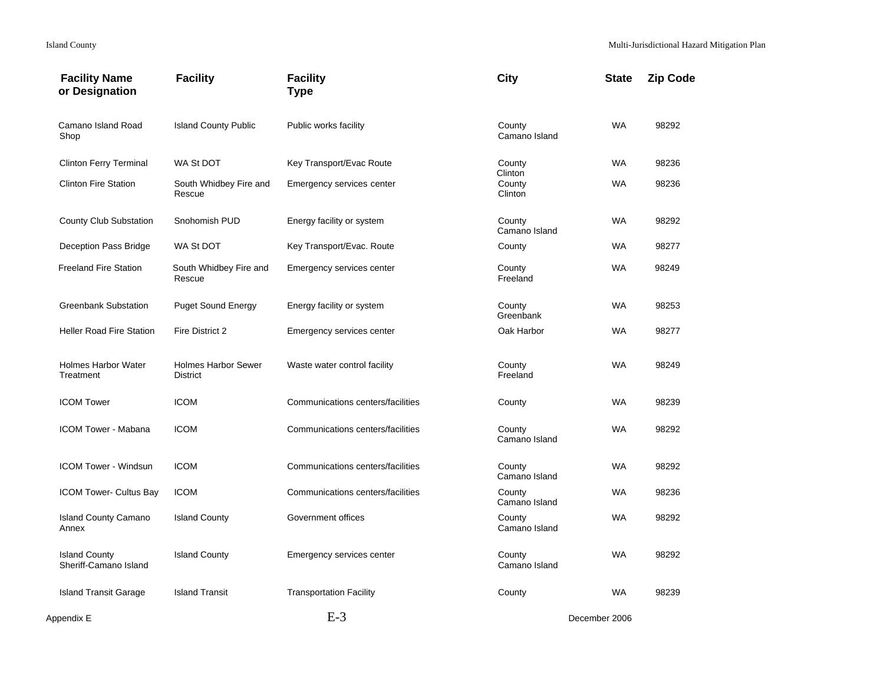| Facility Name or Designation | Facility | Facility Type | City | State | Zip Code |
|---|---|---|---|---|---|
| Camano Island Road Shop | Island County Public | Public works facility | County Camano Island | WA | 98292 |
| Clinton Ferry Terminal | WA St DOT | Key Transport/Evac Route | County Clinton | WA | 98236 |
| Clinton Fire Station | South Whidbey Fire and Rescue | Emergency services center | County Clinton | WA | 98236 |
| County Club Substation | Snohomish PUD | Energy facility or system | County Camano Island | WA | 98292 |
| Deception Pass Bridge | WA St DOT | Key Transport/Evac. Route | County | WA | 98277 |
| Freeland Fire Station | South Whidbey Fire and Rescue | Emergency services center | County Freeland | WA | 98249 |
| Greenbank Substation | Puget Sound Energy | Energy facility or system | County Greenbank | WA | 98253 |
| Heller Road Fire Station | Fire District 2 | Emergency services center | Oak Harbor | WA | 98277 |
| Holmes Harbor Water Treatment | Holmes Harbor Sewer District | Waste water control facility | County Freeland | WA | 98249 |
| ICOM Tower | ICOM | Communications centers/facilities | County | WA | 98239 |
| ICOM Tower - Mabana | ICOM | Communications centers/facilities | County Camano Island | WA | 98292 |
| ICOM Tower - Windsun | ICOM | Communications centers/facilities | County Camano Island | WA | 98292 |
| ICOM Tower- Cultus Bay | ICOM | Communications centers/facilities | County Camano Island | WA | 98236 |
| Island County Camano Annex | Island County | Government offices | County Camano Island | WA | 98292 |
| Island County Sheriff-Camano Island | Island County | Emergency services center | County Camano Island | WA | 98292 |
| Island Transit Garage | Island Transit | Transportation Facility | County | WA | 98239 |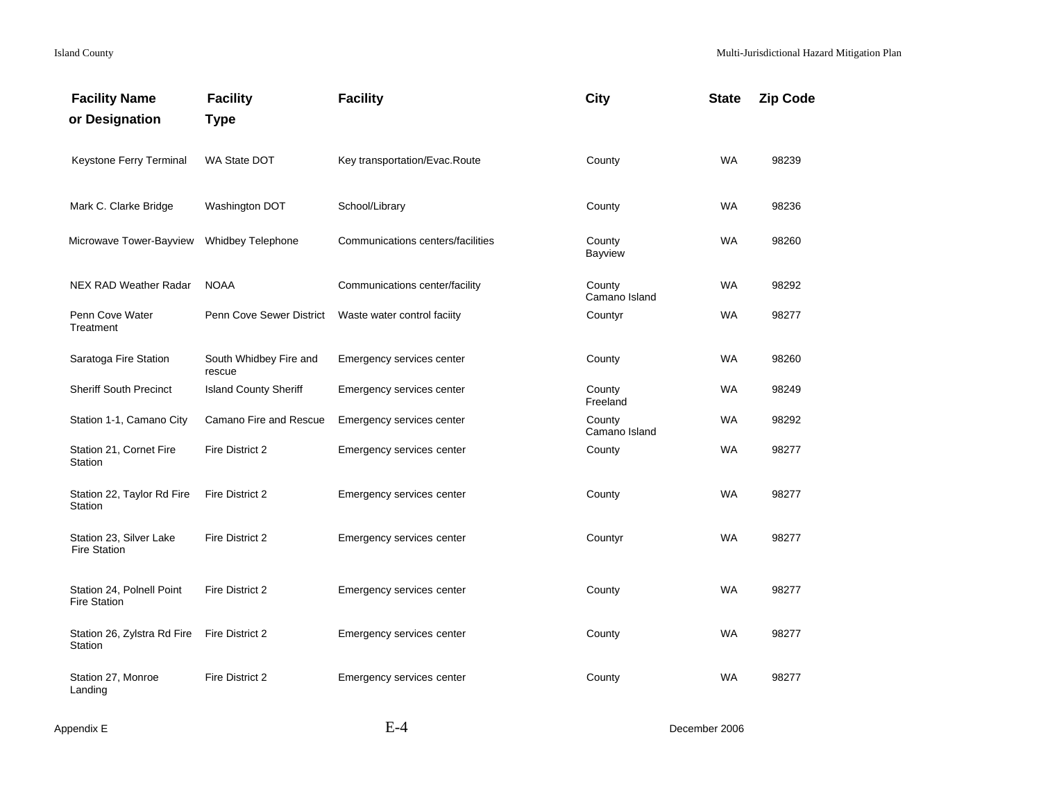| Facility Name or Designation | Facility Type | Facility | City | State | Zip Code |
|---|---|---|---|---|---|
| Keystone Ferry Terminal | WA State DOT | Key transportation/Evac.Route | County | WA | 98239 |
| Mark C. Clarke Bridge | Washington DOT | School/Library | County | WA | 98236 |
| Microwave Tower-Bayview | Whidbey Telephone | Communications centers/facilities | County Bayview | WA | 98260 |
| NEX RAD Weather Radar | NOAA | Communications center/facility | County Camano Island | WA | 98292 |
| Penn Cove Water Treatment | Penn Cove Sewer District | Waste water control faciity | Countyr | WA | 98277 |
| Saratoga Fire Station | South Whidbey Fire and rescue | Emergency services center | County | WA | 98260 |
| Sheriff South Precinct | Island County Sheriff | Emergency services center | County Freeland | WA | 98249 |
| Station 1-1, Camano City | Camano Fire and Rescue | Emergency services center | County Camano Island | WA | 98292 |
| Station 21, Cornet Fire Station | Fire District 2 | Emergency services center | County | WA | 98277 |
| Station 22, Taylor Rd Fire Station | Fire District 2 | Emergency services center | County | WA | 98277 |
| Station 23, Silver Lake Fire Station | Fire District 2 | Emergency services center | Countyr | WA | 98277 |
| Station 24, Polnell Point Fire Station | Fire District 2 | Emergency services center | County | WA | 98277 |
| Station 26, Zylstra Rd Fire Station | Fire District 2 | Emergency services center | County | WA | 98277 |
| Station 27, Monroe Landing | Fire District 2 | Emergency services center | County | WA | 98277 |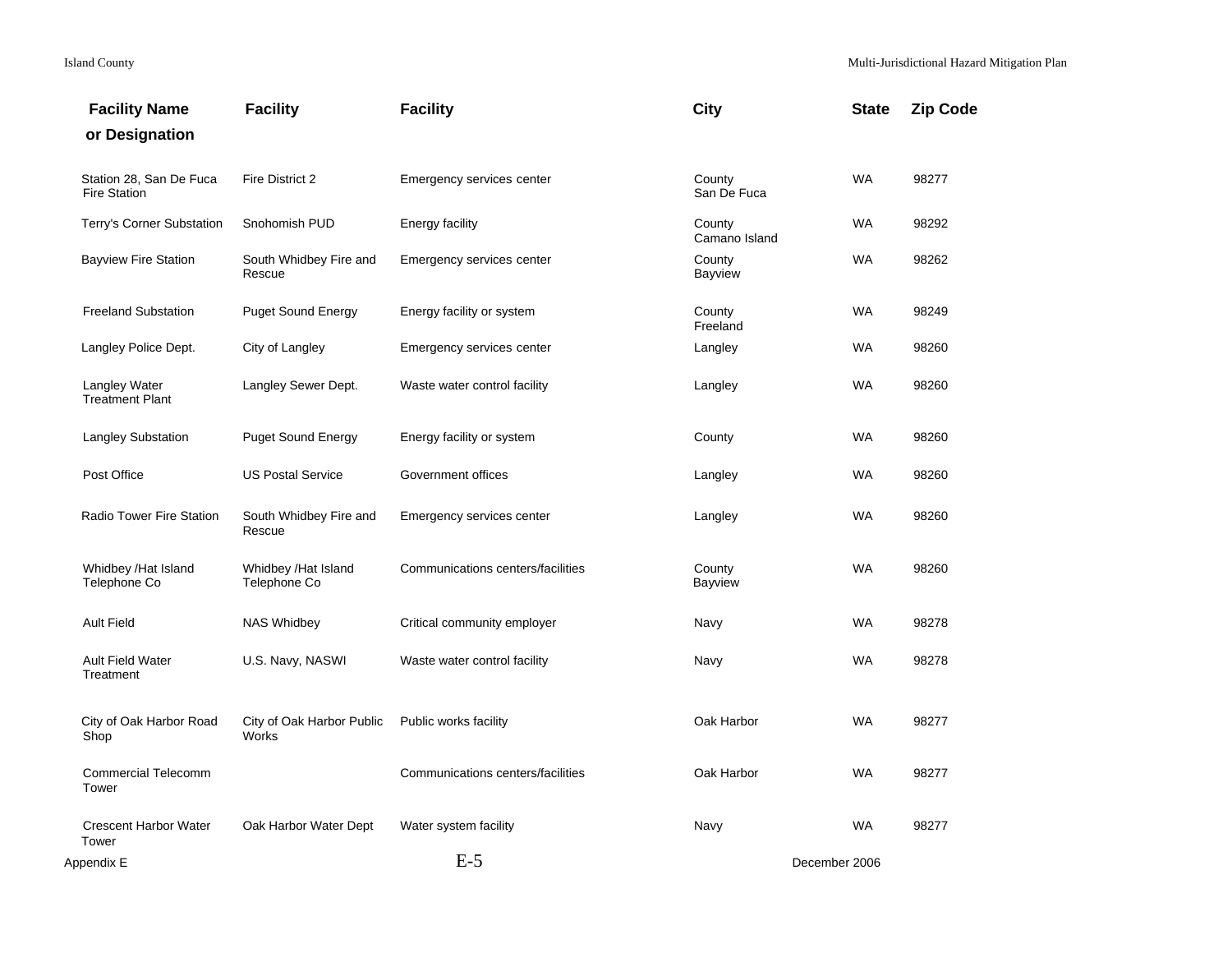| Facility Name or Designation | Facility | Facility | City | State | Zip Code |
|---|---|---|---|---|---|
| Station 28, San De Fuca Fire Station | Fire District 2 | Emergency services center | County San De Fuca | WA | 98277 |
| Terry's Corner Substation | Snohomish PUD | Energy facility | County Camano Island | WA | 98292 |
| Bayview Fire Station | South Whidbey Fire and Rescue | Emergency services center | County Bayview | WA | 98262 |
| Freeland Substation | Puget Sound Energy | Energy facility or system | County Freeland | WA | 98249 |
| Langley Police Dept. | City of Langley | Emergency services center | Langley | WA | 98260 |
| Langley Water Treatment Plant | Langley Sewer Dept. | Waste water control facility | Langley | WA | 98260 |
| Langley Substation | Puget Sound Energy | Energy facility or system | County | WA | 98260 |
| Post Office | US Postal Service | Government offices | Langley | WA | 98260 |
| Radio Tower Fire Station | South Whidbey Fire and Rescue | Emergency services center | Langley | WA | 98260 |
| Whidbey /Hat Island Telephone Co | Whidbey /Hat Island Telephone Co | Communications centers/facilities | County Bayview | WA | 98260 |
| Ault Field | NAS Whidbey | Critical community employer | Navy | WA | 98278 |
| Ault Field Water Treatment | U.S. Navy, NASWI | Waste water control facility | Navy | WA | 98278 |
| City of Oak Harbor Road Shop | City of Oak Harbor Public Works | Public works facility | Oak Harbor | WA | 98277 |
| Commercial Telecomm Tower | | Communications centers/facilities | Oak Harbor | WA | 98277 |
| Crescent Harbor Water Tower | Oak Harbor Water Dept | Water system facility | Navy | WA | 98277 |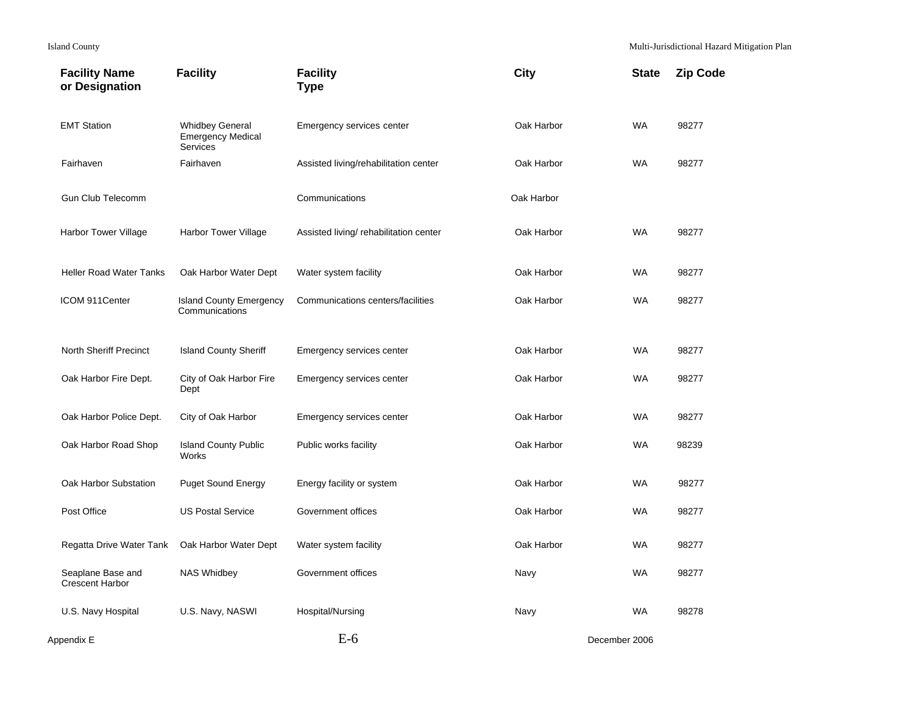| Facility Name or Designation | Facility | Facility Type | City | State | Zip Code |
| --- | --- | --- | --- | --- | --- |
| EMT Station | Whidbey General Emergency Medical Services | Emergency services center | Oak Harbor | WA | 98277 |
| Fairhaven | Fairhaven | Assisted living/rehabilitation center | Oak Harbor | WA | 98277 |
| Gun Club Telecomm | | Communications | Oak Harbor | | |
| Harbor Tower Village | Harbor Tower Village | Assisted living/ rehabilitation center | Oak Harbor | WA | 98277 |
| Heller Road Water Tanks | Oak Harbor Water Dept | Water system facility | Oak Harbor | WA | 98277 |
| ICOM 911Center | Island County Emergency Communications | Communications centers/facilities | Oak Harbor | WA | 98277 |
| North Sheriff Precinct | Island County Sheriff | Emergency services center | Oak Harbor | WA | 98277 |
| Oak Harbor Fire Dept. | City of Oak Harbor Fire Dept | Emergency services center | Oak Harbor | WA | 98277 |
| Oak Harbor Police Dept. | City of Oak Harbor | Emergency services center | Oak Harbor | WA | 98277 |
| Oak Harbor Road Shop | Island County Public Works | Public works facility | Oak Harbor | WA | 98239 |
| Oak Harbor Substation | Puget Sound Energy | Energy facility or system | Oak Harbor | WA | 98277 |
| Post Office | US Postal Service | Government offices | Oak Harbor | WA | 98277 |
| Regatta Drive Water Tank | Oak Harbor Water Dept | Water system facility | Oak Harbor | WA | 98277 |
| Seaplane Base and Crescent Harbor | NAS Whidbey | Government offices | Navy | WA | 98277 |
| U.S. Navy Hospital | U.S. Navy, NASWI | Hospital/Nursing | Navy | WA | 98278 |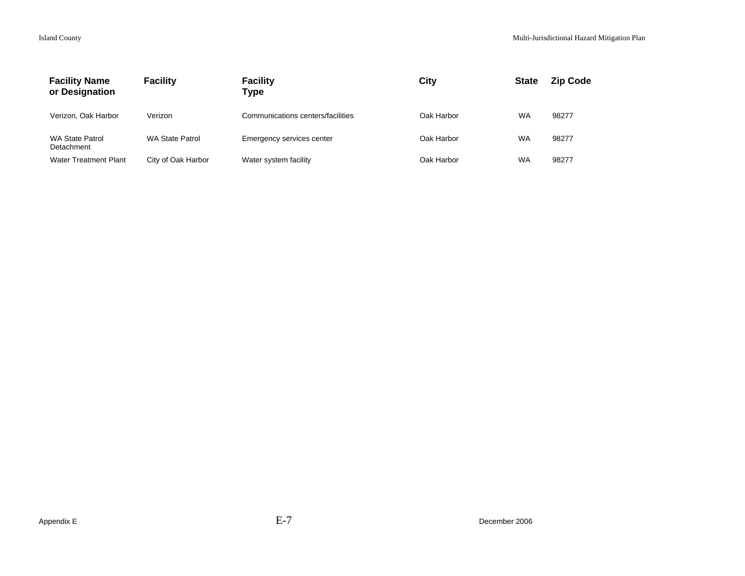| Facility Name or Designation | Facility | Facility Type | City | State | Zip Code |
|---|---|---|---|---|---|
| Verizon, Oak Harbor | Verizon | Communications centers/facilities | Oak Harbor | WA | 98277 |
| WA State Patrol Detachment | WA State Patrol | Emergency services center | Oak Harbor | WA | 98277 |
| Water Treatment Plant | City of Oak Harbor | Water system facility | Oak Harbor | WA | 98277 |